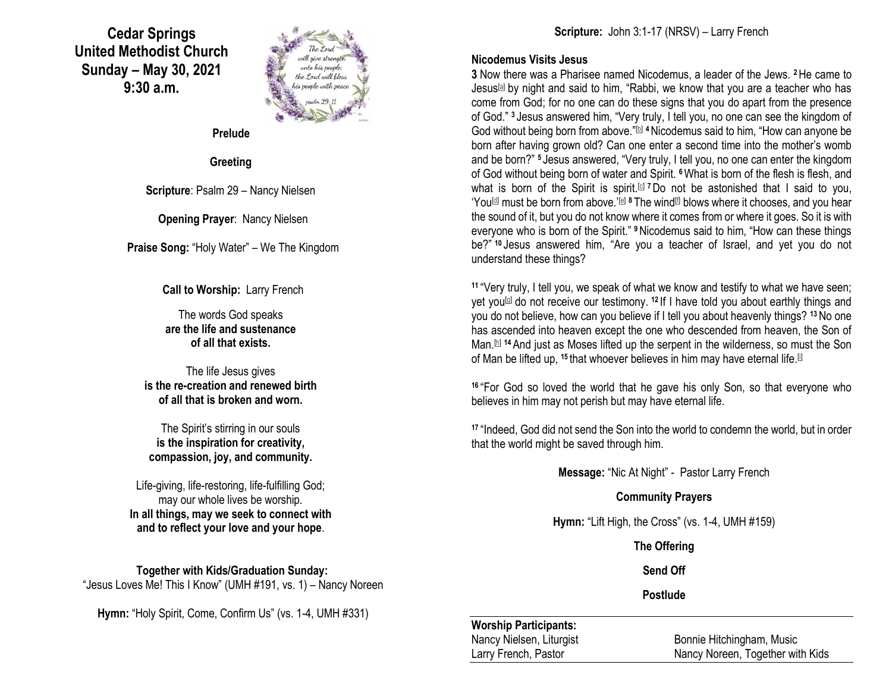# Cedar Springs United Methodist Church
## Sunday – May 30, 2021
## 9:30 a.m.

The Lord will give strength unto his people; the Lord will bless his people with peace. psalm 29:11

**Prelude**

**Greeting**

**Scripture**: Psalm 29 – Nancy Nielsen

**Opening Prayer**: Nancy Nielsen

**Praise Song:** "Holy Water" – We The Kingdom

**Call to Worship:** Larry French

The words God speaks
**are the life and sustenance of all that exists.**

The life Jesus gives
**is the re-creation and renewed birth of all that is broken and worn.**

The Spirit's stirring in our souls
**is the inspiration for creativity, compassion, joy, and community.**

Life-giving, life-restoring, life-fulfilling God;
may our whole lives be worship.
**In all things, may we seek to connect with and to reflect your love and your hope**.

**Together with Kids/Graduation Sunday:**
"Jesus Loves Me! This I Know" (UMH #191, vs. 1) – Nancy Noreen

**Hymn:** "Holy Spirit, Come, Confirm Us" (vs. 1-4, UMH #331)

**Scripture:** John 3:1-17 (NRSV) – Larry French

### Nicodemus Visits Jesus

**3** Now there was a Pharisee named Nicodemus, a leader of the Jews. **2** He came to Jesus[a] by night and said to him, "Rabbi, we know that you are a teacher who has come from God; for no one can do these signs that you do apart from the presence of God." **3** Jesus answered him, "Very truly, I tell you, no one can see the kingdom of God without being born from above."[b] **4** Nicodemus said to him, "How can anyone be born after having grown old? Can one enter a second time into the mother's womb and be born?" **5** Jesus answered, "Very truly, I tell you, no one can enter the kingdom of God without being born of water and Spirit. **6** What is born of the flesh is flesh, and what is born of the Spirit is spirit.[c] **7** Do not be astonished that I said to you, 'You[d] must be born from above.'[e] **8** The wind[f] blows where it chooses, and you hear the sound of it, but you do not know where it comes from or where it goes. So it is with everyone who is born of the Spirit." **9** Nicodemus said to him, "How can these things be?" **10** Jesus answered him, "Are you a teacher of Israel, and yet you do not understand these things?

**11** "Very truly, I tell you, we speak of what we know and testify to what we have seen; yet you[g] do not receive our testimony. **12** If I have told you about earthly things and you do not believe, how can you believe if I tell you about heavenly things? **13** No one has ascended into heaven except the one who descended from heaven, the Son of Man.[h] **14** And just as Moses lifted up the serpent in the wilderness, so must the Son of Man be lifted up, **15** that whoever believes in him may have eternal life.[i]

**16** "For God so loved the world that he gave his only Son, so that everyone who believes in him may not perish but may have eternal life.

**17** "Indeed, God did not send the Son into the world to condemn the world, but in order that the world might be saved through him.

**Message:** "Nic At Night" - Pastor Larry French

**Community Prayers**

**Hymn:** "Lift High, the Cross" (vs. 1-4, UMH #159)

**The Offering**

**Send Off**

**Postlude**

**Worship Participants:**

| | |
|---|---|
| Nancy Nielsen, Liturgist | Bonnie Hitchingham, Music |
| Larry French, Pastor | Nancy Noreen, Together with Kids |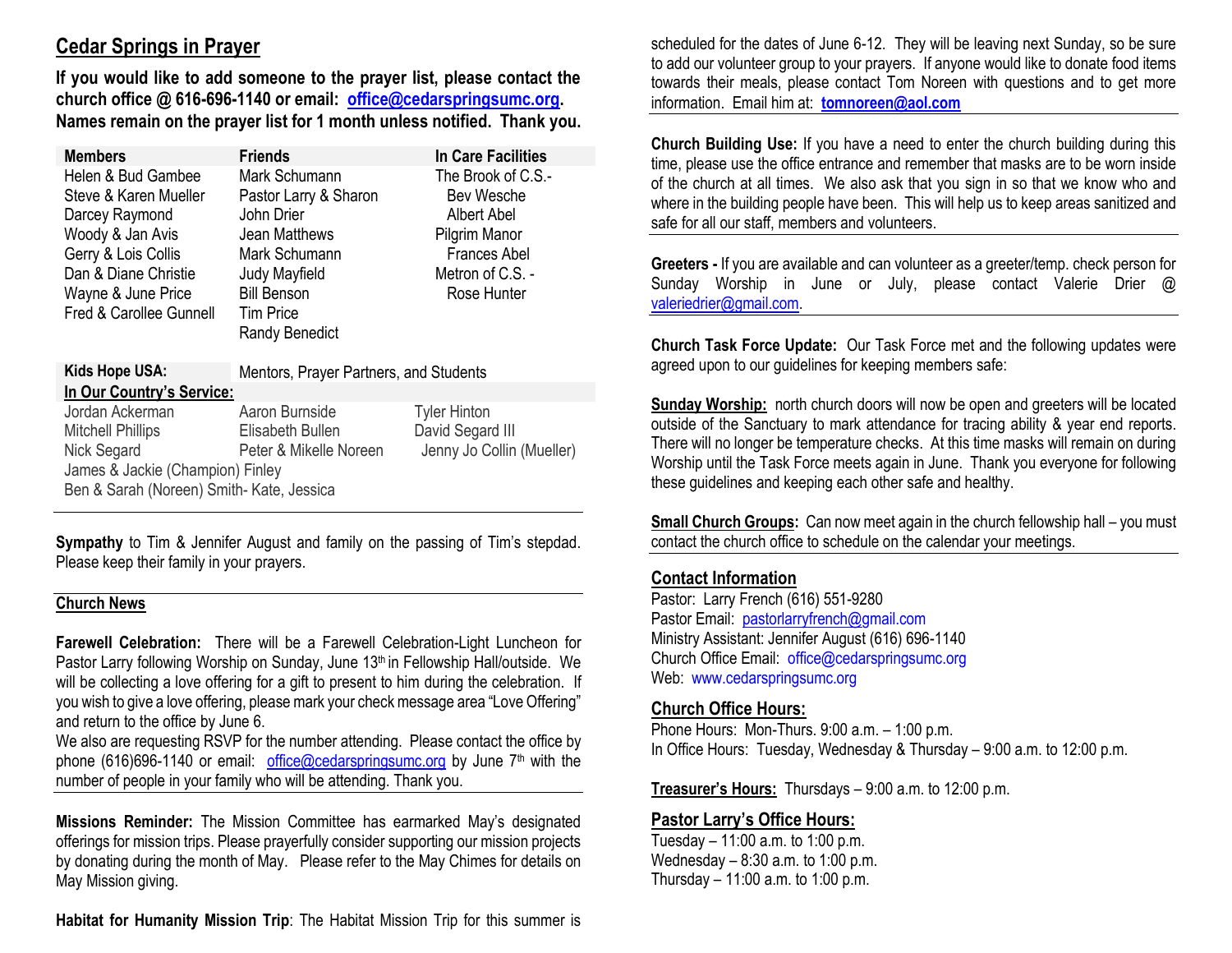## Cedar Springs in Prayer

**If you would like to add someone to the prayer list, please contact the church office @ 616-696-1140 or email: office@cedarspringsumc.org. Names remain on the prayer list for 1 month unless notified. Thank you.**

| Members | Friends | In Care Facilities |
|---|---|---|
| Helen & Bud Gambee | Mark Schumann | The Brook of C.S.- |
| Steve & Karen Mueller | Pastor Larry & Sharon | Bev Wesche |
| Darcey Raymond | John Drier | Albert Abel |
| Woody & Jan Avis | Jean Matthews | Pilgrim Manor |
| Gerry & Lois Collis | Mark Schumann | Frances Abel |
| Dan & Diane Christie | Judy Mayfield | Metron of C.S. - |
| Wayne & June Price | Bill Benson | Rose Hunter |
| Fred & Carollee Gunnell | Tim Price | |
| | Randy Benedict | |

**Kids Hope USA:** Mentors, Prayer Partners, and Students

**In Our Country's Service:**

| | | |
|---|---|---|
| Jordan Ackerman | Aaron Burnside | Tyler Hinton |
| Mitchell Phillips | Elisabeth Bullen | David Segard III |
| Nick Segard | Peter & Mikelle Noreen | Jenny Jo Collin (Mueller) |

James & Jackie (Champion) Finley
Ben & Sarah (Noreen) Smith- Kate, Jessica

**Sympathy** to Tim & Jennifer August and family on the passing of Tim's stepdad. Please keep their family in your prayers.

## Church News

**Farewell Celebration:** There will be a Farewell Celebration-Light Luncheon for Pastor Larry following Worship on Sunday, June 13th in Fellowship Hall/outside. We will be collecting a love offering for a gift to present to him during the celebration. If you wish to give a love offering, please mark your check message area "Love Offering" and return to the office by June 6.
We also are requesting RSVP for the number attending. Please contact the office by phone (616)696-1140 or email: office@cedarspringsumc.org by June 7th with the number of people in your family who will be attending. Thank you.

**Missions Reminder:** The Mission Committee has earmarked May's designated offerings for mission trips. Please prayerfully consider supporting our mission projects by donating during the month of May. Please refer to the May Chimes for details on May Mission giving.

**Habitat for Humanity Mission Trip**: The Habitat Mission Trip for this summer is scheduled for the dates of June 6-12. They will be leaving next Sunday, so be sure to add our volunteer group to your prayers. If anyone would like to donate food items towards their meals, please contact Tom Noreen with questions and to get more information. Email him at: **tomnoreen@aol.com**

**Church Building Use:** If you have a need to enter the church building during this time, please use the office entrance and remember that masks are to be worn inside of the church at all times. We also ask that you sign in so that we know who and where in the building people have been. This will help us to keep areas sanitized and safe for all our staff, members and volunteers.

**Greeters -** If you are available and can volunteer as a greeter/temp. check person for Sunday Worship in June or July, please contact Valerie Drier @ valeriedrier@gmail.com.

**Church Task Force Update:** Our Task Force met and the following updates were agreed upon to our guidelines for keeping members safe:

**Sunday Worship:** north church doors will now be open and greeters will be located outside of the Sanctuary to mark attendance for tracing ability & year end reports. There will no longer be temperature checks. At this time masks will remain on during Worship until the Task Force meets again in June. Thank you everyone for following these guidelines and keeping each other safe and healthy.

**Small Church Groups:** Can now meet again in the church fellowship hall – you must contact the church office to schedule on the calendar your meetings.

## Contact Information

Pastor: Larry French (616) 551-9280
Pastor Email: pastorlarryfrench@gmail.com
Ministry Assistant: Jennifer August (616) 696-1140
Church Office Email: office@cedarspringsumc.org
Web: www.cedarspringsumc.org

## Church Office Hours:

Phone Hours: Mon-Thurs. 9:00 a.m. – 1:00 p.m.
In Office Hours: Tuesday, Wednesday & Thursday – 9:00 a.m. to 12:00 p.m.

**Treasurer's Hours:** Thursdays – 9:00 a.m. to 12:00 p.m.

## Pastor Larry's Office Hours:

Tuesday – 11:00 a.m. to 1:00 p.m.
Wednesday – 8:30 a.m. to 1:00 p.m.
Thursday – 11:00 a.m. to 1:00 p.m.